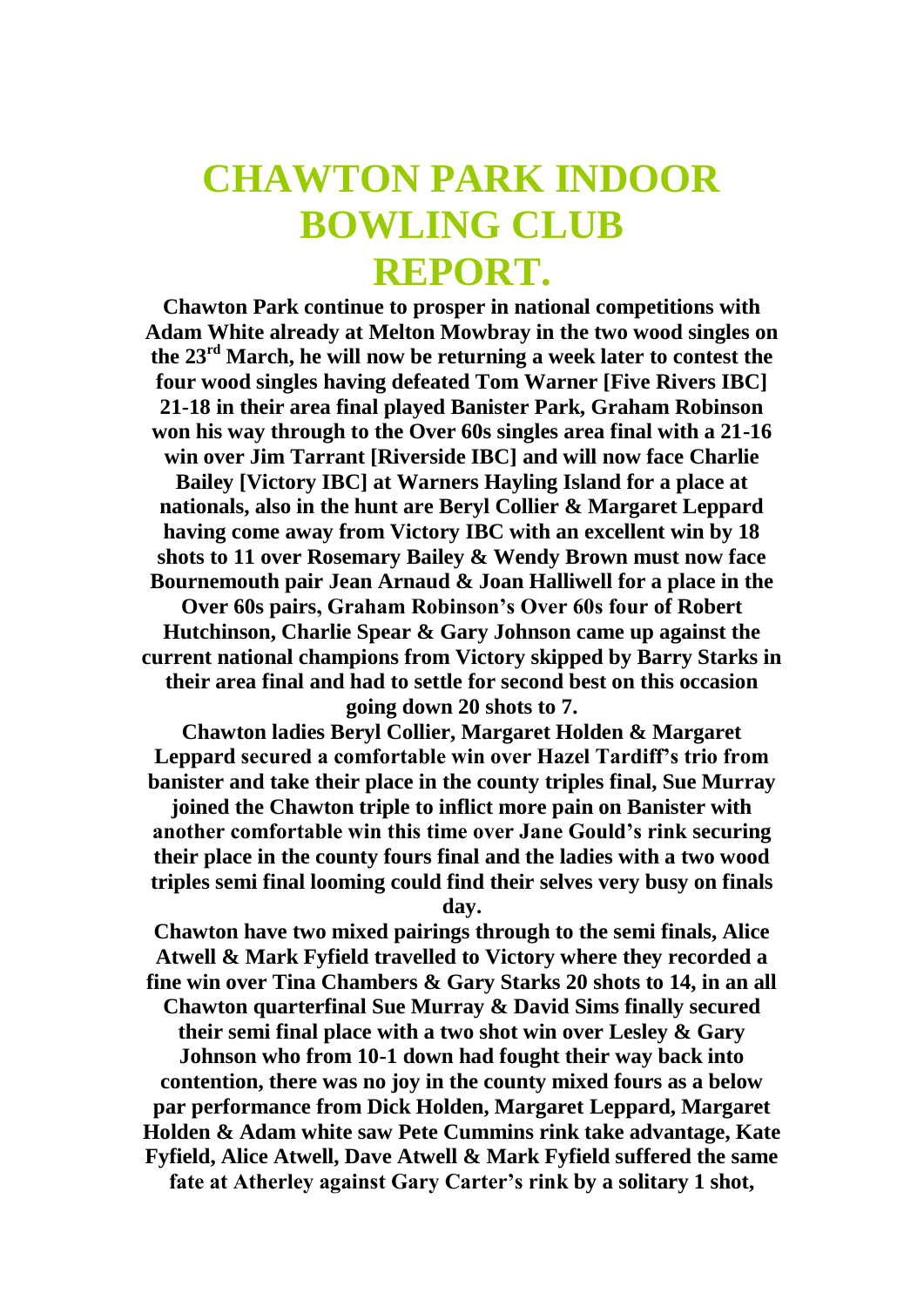# CHAWTON PARK INDOOR BOWLING CLUB REPORT.

**Chawton Park continue to prosper in national competitions with Adam White already at Melton Mowbray in the two wood singles on the 23rd March, he will now be returning a week later to contest the four wood singles having defeated Tom Warner [Five Rivers IBC] 21-18 in their area final played Banister Park, Graham Robinson won his way through to the Over 60s singles area final with a 21-16 win over Jim Tarrant [Riverside IBC] and will now face Charlie Bailey [Victory IBC] at Warners Hayling Island for a place at nationals, also in the hunt are Beryl Collier & Margaret Leppard having come away from Victory IBC with an excellent win by 18 shots to 11 over Rosemary Bailey & Wendy Brown must now face Bournemouth pair Jean Arnaud & Joan Halliwell for a place in the Over 60s pairs, Graham Robinson's Over 60s four of Robert Hutchinson, Charlie Spear & Gary Johnson came up against the current national champions from Victory skipped by Barry Starks in their area final and had to settle for second best on this occasion going down 20 shots to 7.**

**Chawton ladies Beryl Collier, Margaret Holden & Margaret Leppard secured a comfortable win over Hazel Tardiff's trio from banister and take their place in the county triples final, Sue Murray joined the Chawton triple to inflict more pain on Banister with another comfortable win this time over Jane Gould's rink securing their place in the county fours final and the ladies with a two wood triples semi final looming could find their selves very busy on finals day.**

**Chawton have two mixed pairings through to the semi finals, Alice Atwell & Mark Fyfield travelled to Victory where they recorded a fine win over Tina Chambers & Gary Starks 20 shots to 14, in an all Chawton quarterfinal Sue Murray & David Sims finally secured their semi final place with a two shot win over Lesley & Gary Johnson who from 10-1 down had fought their way back into contention, there was no joy in the county mixed fours as a below par performance from Dick Holden, Margaret Leppard, Margaret Holden & Adam white saw Pete Cummins rink take advantage, Kate Fyfield, Alice Atwell, Dave Atwell & Mark Fyfield suffered the same fate at Atherley against Gary Carter's rink by a solitary 1 shot,**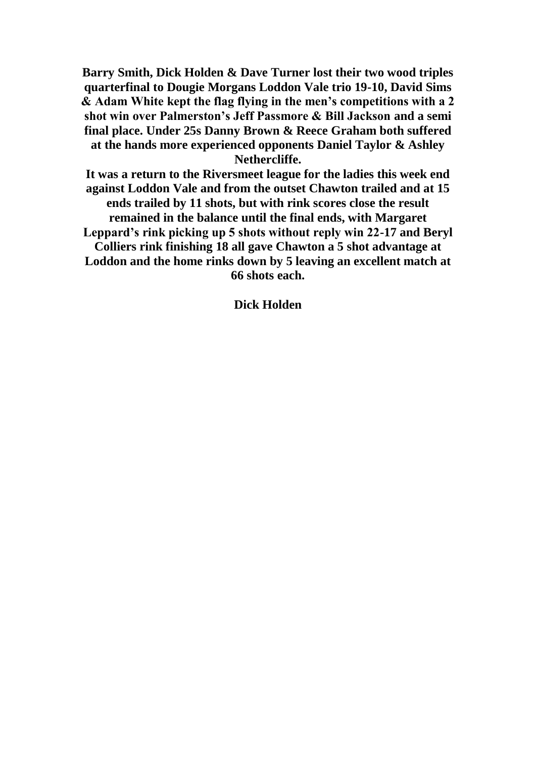**Barry Smith, Dick Holden & Dave Turner lost their two wood triples quarterfinal to Dougie Morgans Loddon Vale trio 19-10, David Sims & Adam White kept the flag flying in the men's competitions with a 2 shot win over Palmerston's Jeff Passmore & Bill Jackson and a semi final place. Under 25s Danny Brown & Reece Graham both suffered at the hands more experienced opponents Daniel Taylor & Ashley Nethercliffe.**

**It was a return to the Riversmeet league for the ladies this week end against Loddon Vale and from the outset Chawton trailed and at 15 ends trailed by 11 shots, but with rink scores close the result remained in the balance until the final ends, with Margaret Leppard's rink picking up 5 shots without reply win 22-17 and Beryl Colliers rink finishing 18 all gave Chawton a 5 shot advantage at Loddon and the home rinks down by 5 leaving an excellent match at 66 shots each.**

**Dick Holden**